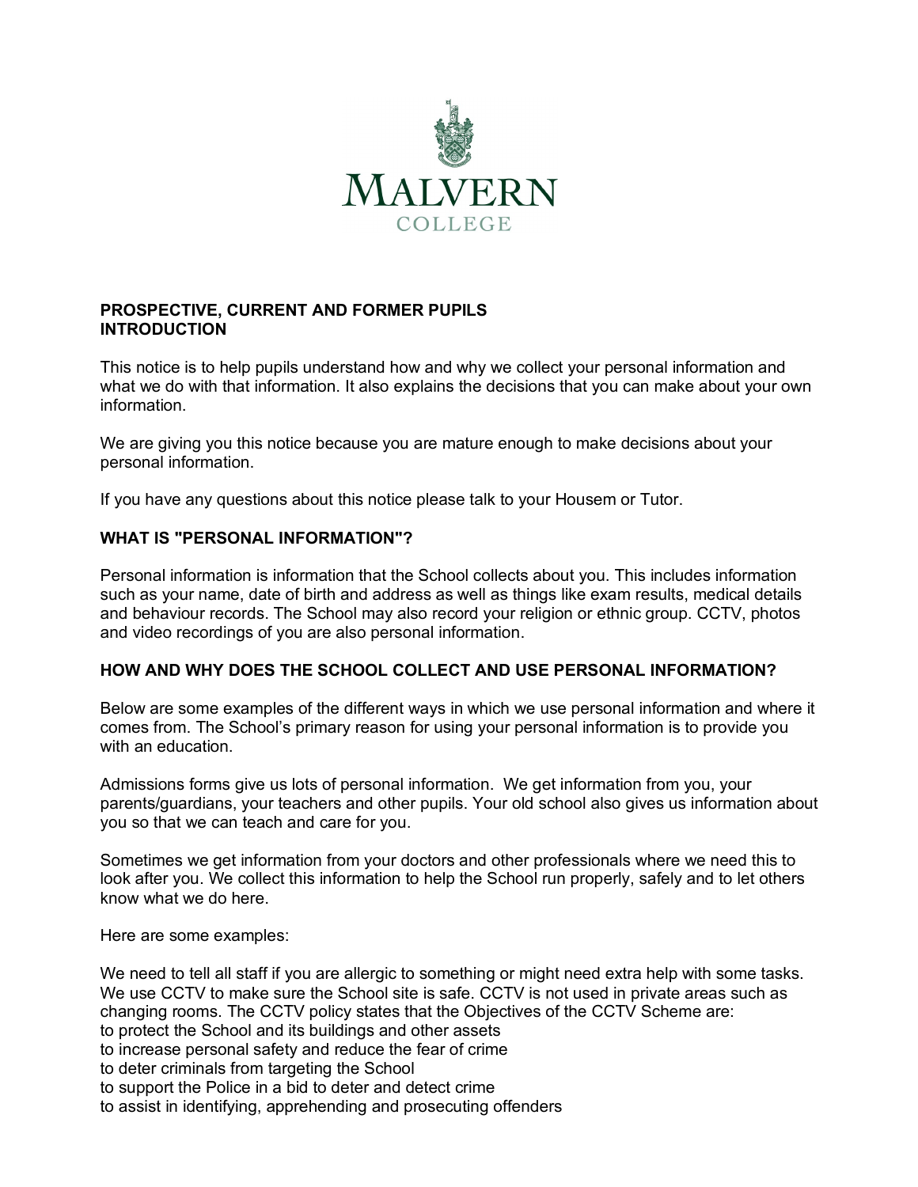MALVERN COLLEGE

**PROSPECTIVE, CURRENT AND FORMER PUPILS**
**INTRODUCTION**

This notice is to help pupils understand how and why we collect your personal information and what we do with that information. It also explains the decisions that you can make about your own information.

We are giving you this notice because you are mature enough to make decisions about your personal information.

If you have any questions about this notice please talk to your Housem or Tutor.

**WHAT IS "PERSONAL INFORMATION"?**

Personal information is information that the School collects about you. This includes information such as your name, date of birth and address as well as things like exam results, medical details and behaviour records. The School may also record your religion or ethnic group. CCTV, photos and video recordings of you are also personal information.

**HOW AND WHY DOES THE SCHOOL COLLECT AND USE PERSONAL INFORMATION?**

Below are some examples of the different ways in which we use personal information and where it comes from. The School's primary reason for using your personal information is to provide you with an education.

Admissions forms give us lots of personal information. We get information from you, your parents/guardians, your teachers and other pupils. Your old school also gives us information about you so that we can teach and care for you.

Sometimes we get information from your doctors and other professionals where we need this to look after you. We collect this information to help the School run properly, safely and to let others know what we do here.

Here are some examples:

We need to tell all staff if you are allergic to something or might need extra help with some tasks.
We use CCTV to make sure the School site is safe. CCTV is not used in private areas such as changing rooms. The CCTV policy states that the Objectives of the CCTV Scheme are:
to protect the School and its buildings and other assets
to increase personal safety and reduce the fear of crime
to deter criminals from targeting the School
to support the Police in a bid to deter and detect crime
to assist in identifying, apprehending and prosecuting offenders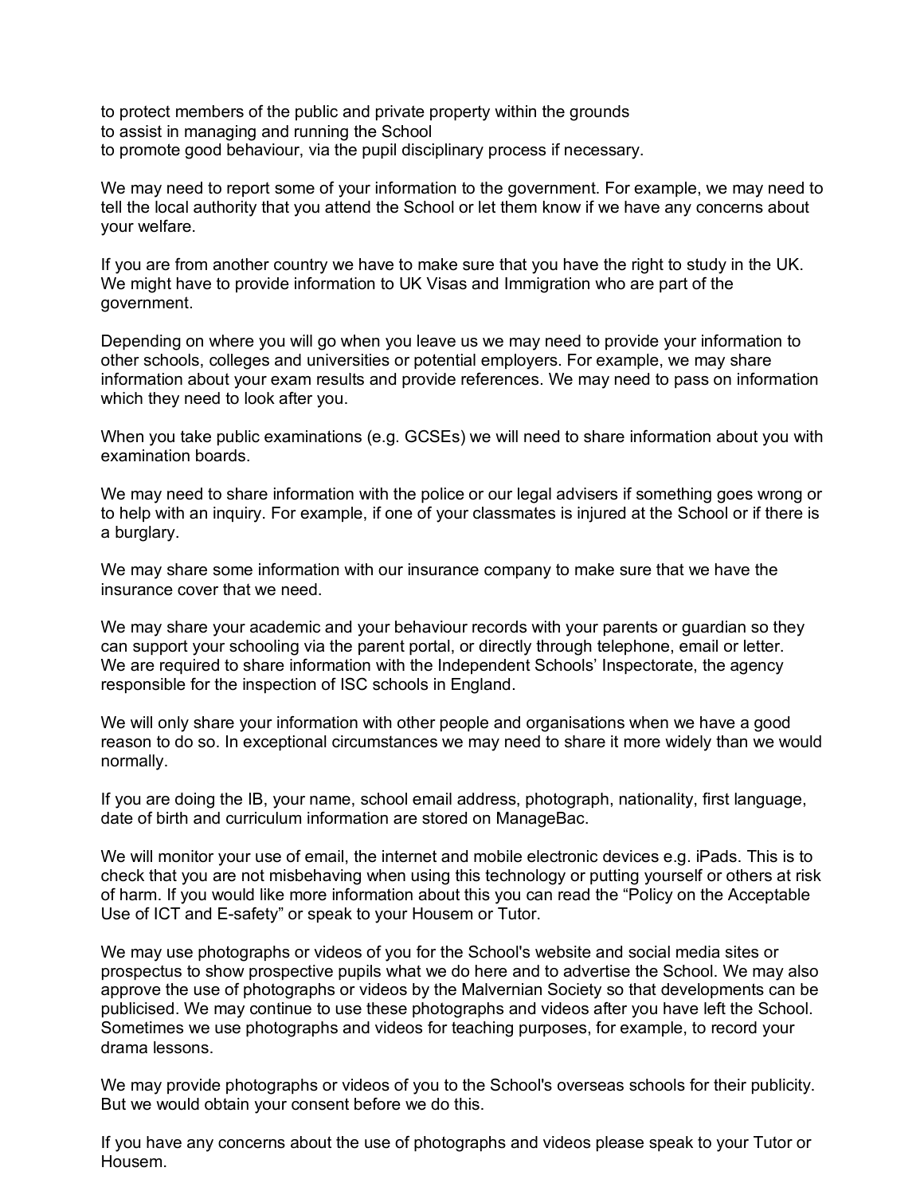to protect members of the public and private property within the grounds
to assist in managing and running the School
to promote good behaviour, via the pupil disciplinary process if necessary.

We may need to report some of your information to the government. For example, we may need to tell the local authority that you attend the School or let them know if we have any concerns about your welfare.

If you are from another country we have to make sure that you have the right to study in the UK. We might have to provide information to UK Visas and Immigration who are part of the government.

Depending on where you will go when you leave us we may need to provide your information to other schools, colleges and universities or potential employers. For example, we may share information about your exam results and provide references. We may need to pass on information which they need to look after you.

When you take public examinations (e.g. GCSEs) we will need to share information about you with examination boards.

We may need to share information with the police or our legal advisers if something goes wrong or to help with an inquiry. For example, if one of your classmates is injured at the School or if there is a burglary.

We may share some information with our insurance company to make sure that we have the insurance cover that we need.

We may share your academic and your behaviour records with your parents or guardian so they can support your schooling via the parent portal, or directly through telephone, email or letter. We are required to share information with the Independent Schools' Inspectorate, the agency responsible for the inspection of ISC schools in England.

We will only share your information with other people and organisations when we have a good reason to do so. In exceptional circumstances we may need to share it more widely than we would normally.

If you are doing the IB, your name, school email address, photograph, nationality, first language, date of birth and curriculum information are stored on ManageBac.

We will monitor your use of email, the internet and mobile electronic devices e.g. iPads. This is to check that you are not misbehaving when using this technology or putting yourself or others at risk of harm. If you would like more information about this you can read the "Policy on the Acceptable Use of ICT and E-safety" or speak to your Housem or Tutor.

We may use photographs or videos of you for the School's website and social media sites or prospectus to show prospective pupils what we do here and to advertise the School. We may also approve the use of photographs or videos by the Malvernian Society so that developments can be publicised. We may continue to use these photographs and videos after you have left the School. Sometimes we use photographs and videos for teaching purposes, for example, to record your drama lessons.

We may provide photographs or videos of you to the School's overseas schools for their publicity. But we would obtain your consent before we do this.

If you have any concerns about the use of photographs and videos please speak to your Tutor or Housem.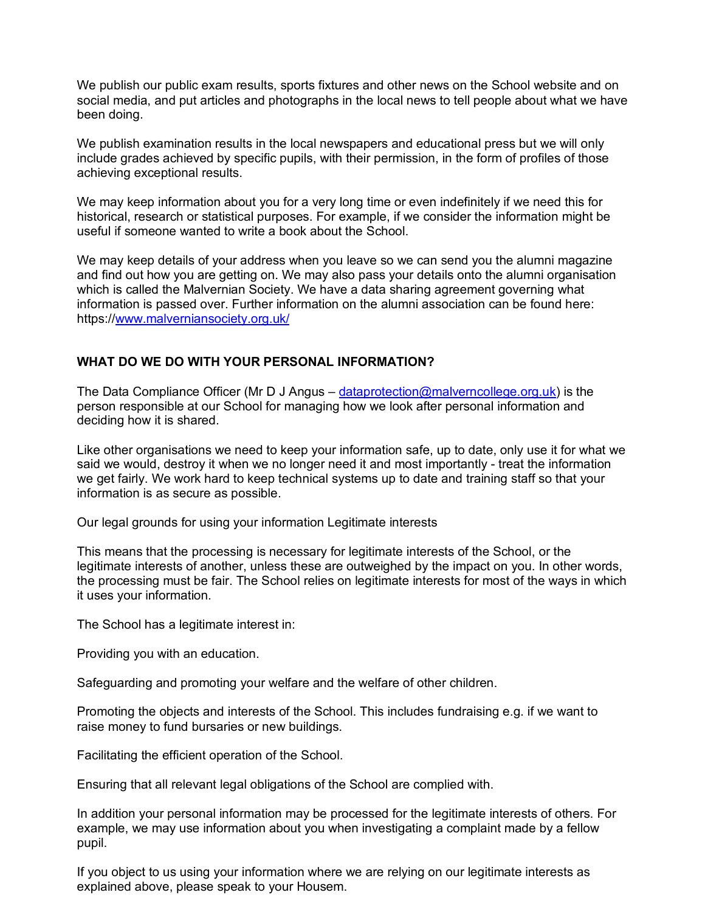We publish our public exam results, sports fixtures and other news on the School website and on social media, and put articles and photographs in the local news to tell people about what we have been doing.

We publish examination results in the local newspapers and educational press but we will only include grades achieved by specific pupils, with their permission, in the form of profiles of those achieving exceptional results.

We may keep information about you for a very long time or even indefinitely if we need this for historical, research or statistical purposes. For example, if we consider the information might be useful if someone wanted to write a book about the School.

We may keep details of your address when you leave so we can send you the alumni magazine and find out how you are getting on. We may also pass your details onto the alumni organisation which is called the Malvernian Society. We have a data sharing agreement governing what information is passed over. Further information on the alumni association can be found here: https://[www.malverniansociety.org.uk/](https://www.malverniansociety.org.uk/)

## WHAT DO WE DO WITH YOUR PERSONAL INFORMATION?

The Data Compliance Officer (Mr D J Angus – [dataprotection@malverncollege.org.uk](mailto:dataprotection@malverncollege.org.uk)) is the person responsible at our School for managing how we look after personal information and deciding how it is shared.

Like other organisations we need to keep your information safe, up to date, only use it for what we said we would, destroy it when we no longer need it and most importantly - treat the information we get fairly. We work hard to keep technical systems up to date and training staff so that your information is as secure as possible.

Our legal grounds for using your information Legitimate interests

This means that the processing is necessary for legitimate interests of the School, or the legitimate interests of another, unless these are outweighed by the impact on you. In other words, the processing must be fair. The School relies on legitimate interests for most of the ways in which it uses your information.

The School has a legitimate interest in:

Providing you with an education.

Safeguarding and promoting your welfare and the welfare of other children.

Promoting the objects and interests of the School. This includes fundraising e.g. if we want to raise money to fund bursaries or new buildings.

Facilitating the efficient operation of the School.

Ensuring that all relevant legal obligations of the School are complied with.

In addition your personal information may be processed for the legitimate interests of others. For example, we may use information about you when investigating a complaint made by a fellow pupil.

If you object to us using your information where we are relying on our legitimate interests as explained above, please speak to your Housem.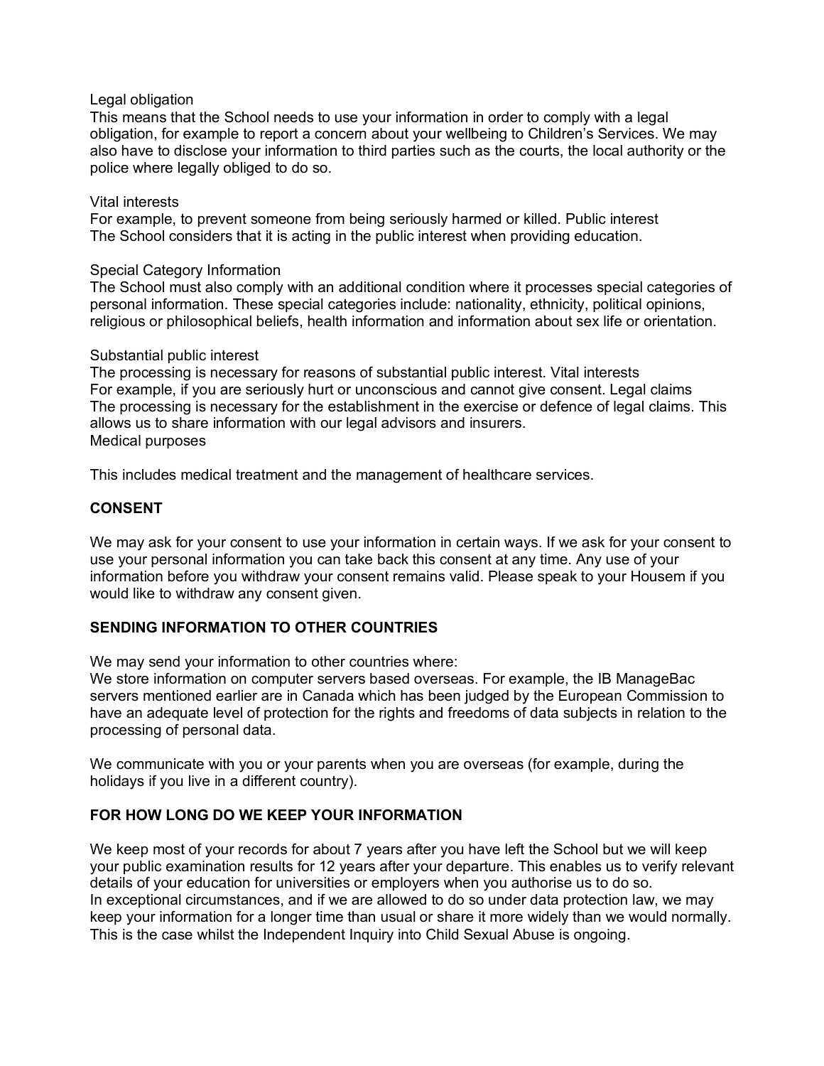Legal obligation
This means that the School needs to use your information in order to comply with a legal obligation, for example to report a concern about your wellbeing to Children's Services. We may also have to disclose your information to third parties such as the courts, the local authority or the police where legally obliged to do so.

Vital interests
For example, to prevent someone from being seriously harmed or killed. Public interest
The School considers that it is acting in the public interest when providing education.

Special Category Information
The School must also comply with an additional condition where it processes special categories of personal information. These special categories include: nationality, ethnicity, political opinions, religious or philosophical beliefs, health information and information about sex life or orientation.

Substantial public interest
The processing is necessary for reasons of substantial public interest. Vital interests
For example, if you are seriously hurt or unconscious and cannot give consent. Legal claims
The processing is necessary for the establishment in the exercise or defence of legal claims. This allows us to share information with our legal advisors and insurers.
Medical purposes

This includes medical treatment and the management of healthcare services.

## CONSENT

We may ask for your consent to use your information in certain ways. If we ask for your consent to use your personal information you can take back this consent at any time. Any use of your information before you withdraw your consent remains valid. Please speak to your Housem if you would like to withdraw any consent given.

## SENDING INFORMATION TO OTHER COUNTRIES

We may send your information to other countries where:
We store information on computer servers based overseas. For example, the IB ManageBac servers mentioned earlier are in Canada which has been judged by the European Commission to have an adequate level of protection for the rights and freedoms of data subjects in relation to the processing of personal data.

We communicate with you or your parents when you are overseas (for example, during the holidays if you live in a different country).

## FOR HOW LONG DO WE KEEP YOUR INFORMATION

We keep most of your records for about 7 years after you have left the School but we will keep your public examination results for 12 years after your departure. This enables us to verify relevant details of your education for universities or employers when you authorise us to do so.
In exceptional circumstances, and if we are allowed to do so under data protection law, we may keep your information for a longer time than usual or share it more widely than we would normally. This is the case whilst the Independent Inquiry into Child Sexual Abuse is ongoing.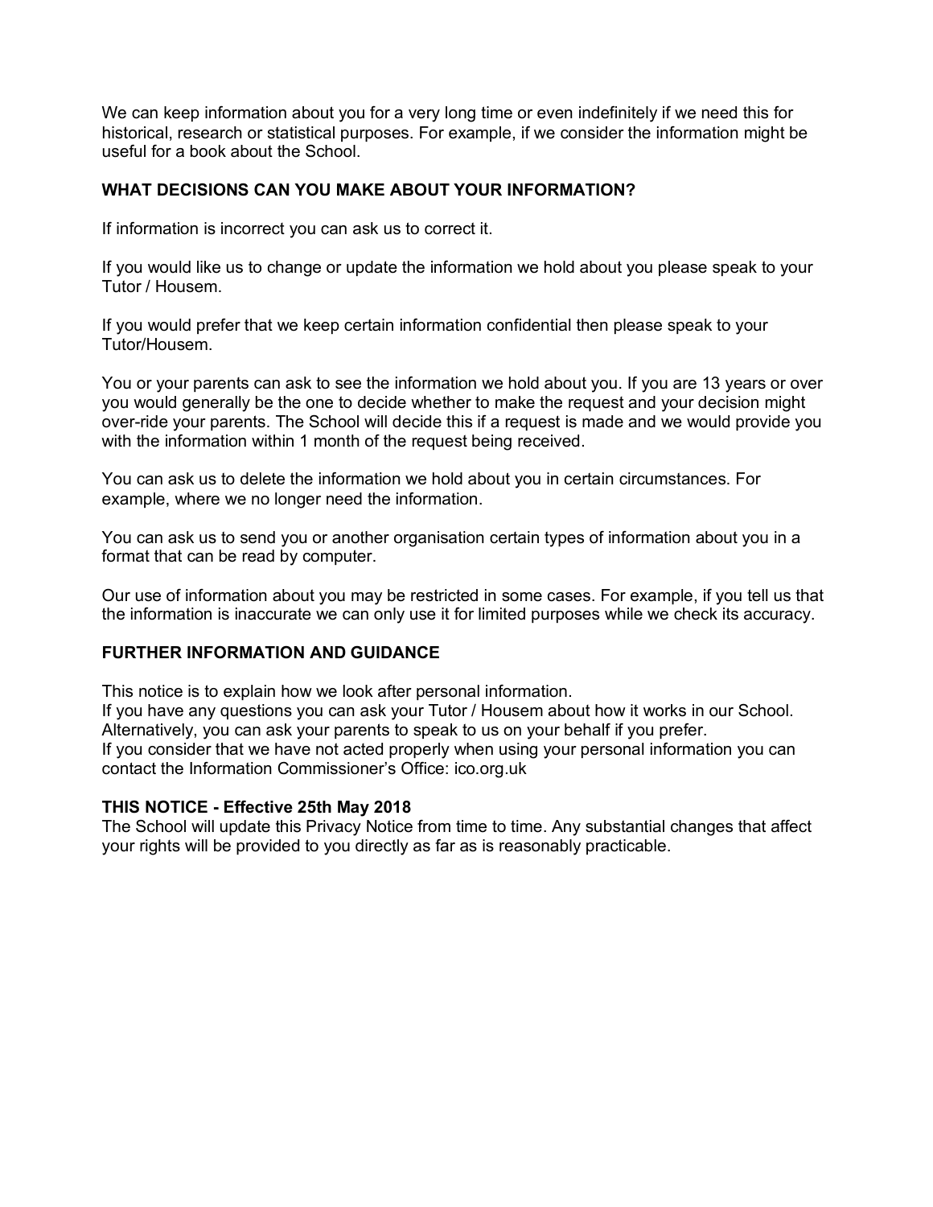We can keep information about you for a very long time or even indefinitely if we need this for historical, research or statistical purposes. For example, if we consider the information might be useful for a book about the School.

## WHAT DECISIONS CAN YOU MAKE ABOUT YOUR INFORMATION?

If information is incorrect you can ask us to correct it.

If you would like us to change or update the information we hold about you please speak to your Tutor / Housem.

If you would prefer that we keep certain information confidential then please speak to your Tutor/Housem.

You or your parents can ask to see the information we hold about you. If you are 13 years or over you would generally be the one to decide whether to make the request and your decision might over-ride your parents. The School will decide this if a request is made and we would provide you with the information within 1 month of the request being received.

You can ask us to delete the information we hold about you in certain circumstances. For example, where we no longer need the information.

You can ask us to send you or another organisation certain types of information about you in a format that can be read by computer.

Our use of information about you may be restricted in some cases. For example, if you tell us that the information is inaccurate we can only use it for limited purposes while we check its accuracy.

## FURTHER INFORMATION AND GUIDANCE

This notice is to explain how we look after personal information.
If you have any questions you can ask your Tutor / Housem about how it works in our School.
Alternatively, you can ask your parents to speak to us on your behalf if you prefer.
If you consider that we have not acted properly when using your personal information you can contact the Information Commissioner's Office: ico.org.uk

## THIS NOTICE - Effective 25th May 2018

The School will update this Privacy Notice from time to time. Any substantial changes that affect your rights will be provided to you directly as far as is reasonably practicable.